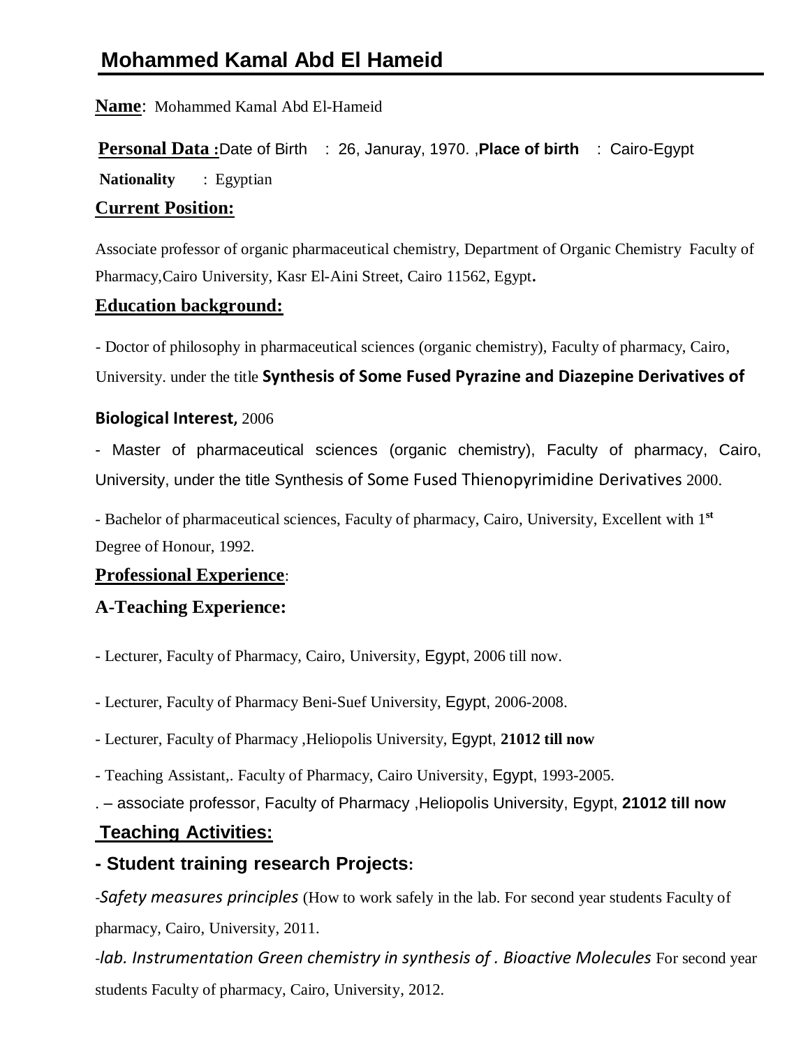# Mohammed Kamal Abd El Hameid

**Name**: Mohammed Kamal Abd El-Hameid

**Personal Data :**Date of Birth : 26, Januray, 1970. ,**Place of birth** : Cairo-Egypt

**Nationality** : Egyptian

## Current Position:

Associate professor of organic pharmaceutical chemistry, Department of Organic Chemistry Faculty of Pharmacy,Cairo University, Kasr El-Aini Street, Cairo 11562, Egypt**.**

## Education background:

- Doctor of philosophy in pharmaceutical sciences (organic chemistry), Faculty of pharmacy, Cairo, University. under the title **Synthesis of Some Fused Pyrazine and Diazepine Derivatives of Biological Interest,** 2006

- Master of pharmaceutical sciences (organic chemistry), Faculty of pharmacy, Cairo, University, under the title Synthesis of Some Fused Thienopyrimidine Derivatives 2000.

- Bachelor of pharmaceutical sciences, Faculty of pharmacy, Cairo, University, Excellent with 1st Degree of Honour, 1992.

## Professional Experience:

### A-Teaching Experience:

- Lecturer, Faculty of Pharmacy, Cairo, University, Egypt, 2006 till now.

- Lecturer, Faculty of Pharmacy Beni-Suef University, Egypt, 2006-2008.

- Lecturer, Faculty of Pharmacy ,Heliopolis University, Egypt, **21012 till now**

- Teaching Assistant,. Faculty of Pharmacy, Cairo University, Egypt, 1993-2005.

. – associate professor, Faculty of Pharmacy ,Heliopolis University, Egypt, **21012 till now**

## Teaching Activities:

### - Student training research Projects:

-*Safety measures principles* (How to work safely in the lab. For second year students Faculty of pharmacy, Cairo, University, 2011.

-*lab. Instrumentation Green chemistry in synthesis of . Bioactive Molecules* For second year students Faculty of pharmacy, Cairo, University, 2012.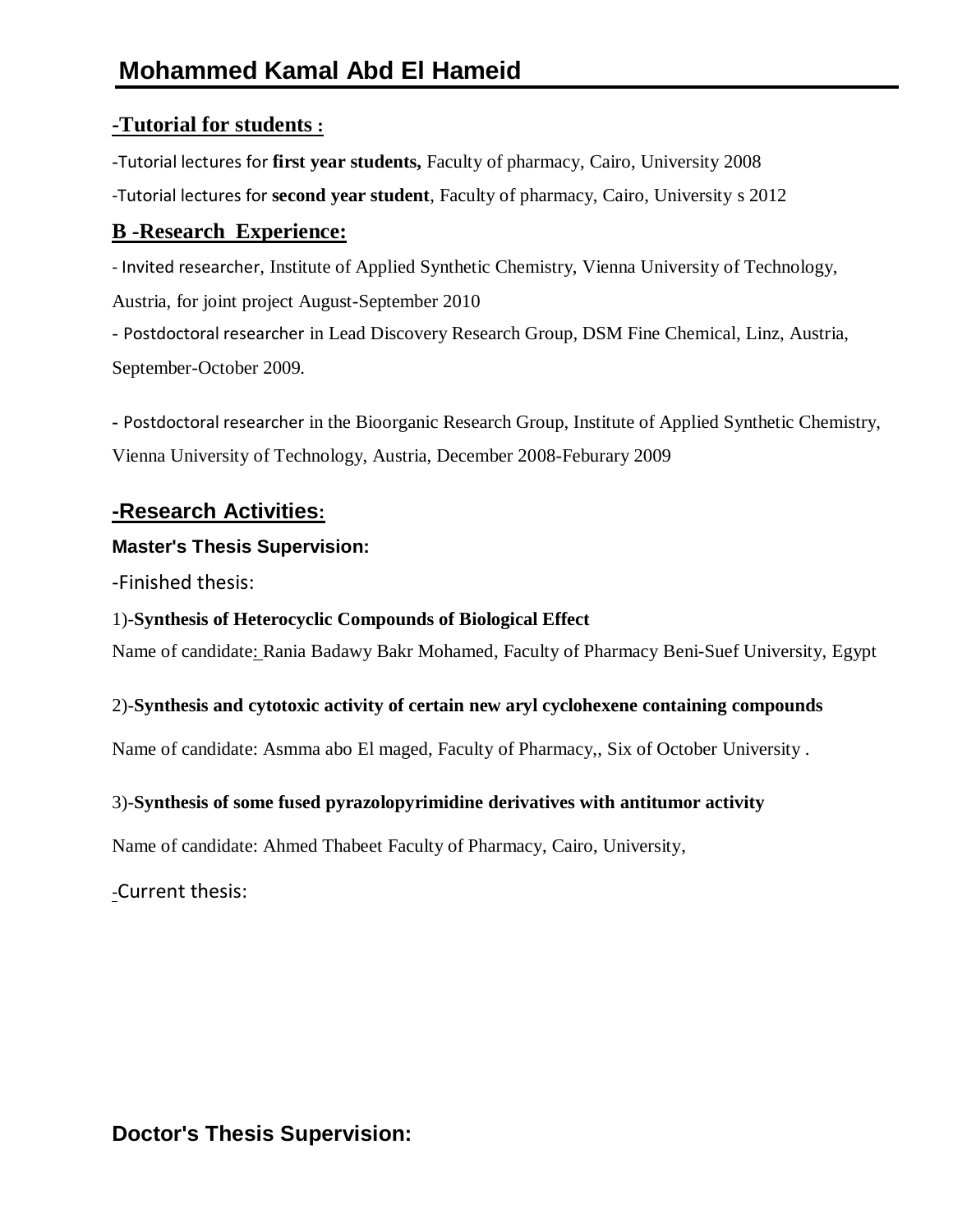# Mohammed Kamal Abd El Hameid

## -Tutorial for students :

-Tutorial lectures for **first year students,** Faculty of pharmacy, Cairo, University 2008

-Tutorial lectures for **second year student**, Faculty of pharmacy, Cairo, University s 2012

## B -Research Experience:

- Invited researcher, Institute of Applied Synthetic Chemistry, Vienna University of Technology, Austria, for joint project August-September 2010

- Postdoctoral researcher in Lead Discovery Research Group, DSM Fine Chemical, Linz, Austria, September-October 2009.

- Postdoctoral researcher in the Bioorganic Research Group, Institute of Applied Synthetic Chemistry, Vienna University of Technology, Austria, December 2008-Feburary 2009

## -Research Activities:

### Master's Thesis Supervision:

-Finished thesis:

1)-**Synthesis of Heterocyclic Compounds of Biological Effect**

Name of candidate: Rania Badawy Bakr Mohamed, Faculty of Pharmacy Beni-Suef University, Egypt

2)-**Synthesis and cytotoxic activity of certain new aryl cyclohexene containing compounds**

Name of candidate: Asmma abo El maged, Faculty of Pharmacy,, Six of October University .

3)-**Synthesis of some fused pyrazolopyrimidine derivatives with antitumor activity**

Name of candidate: Ahmed Thabeet Faculty of Pharmacy, Cairo, University,

-Current thesis:

### Doctor's Thesis Supervision: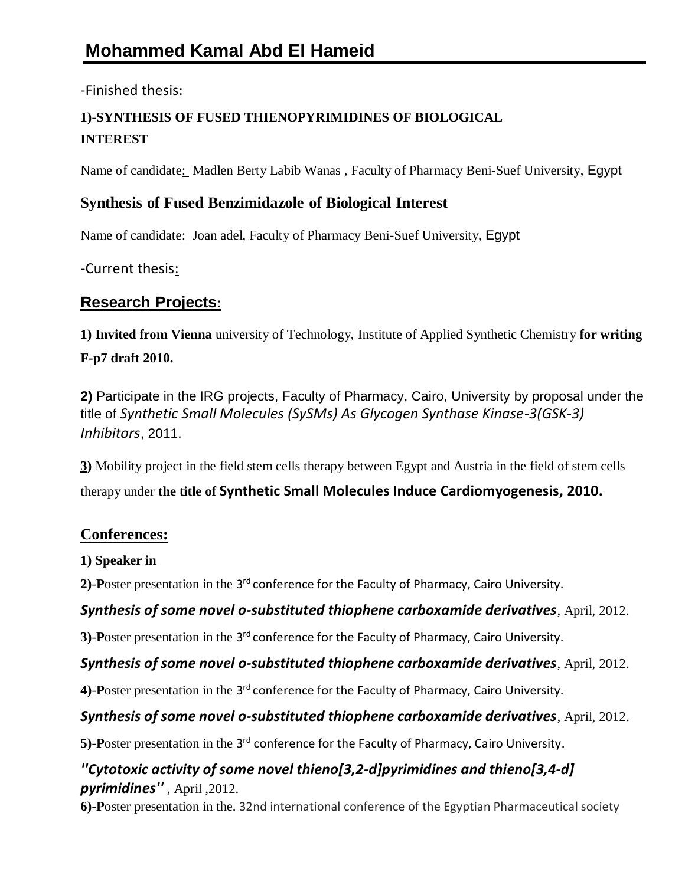# Mohammed Kamal Abd El Hameid

-Finished thesis:

**1)-SYNTHESIS OF FUSED THIENOPYRIMIDINES OF BIOLOGICAL INTEREST**

Name of candidate: Madlen Berty Labib Wanas , Faculty of Pharmacy Beni-Suef University, Egypt

**Synthesis of Fused Benzimidazole of Biological Interest**

Name of candidate: Joan adel, Faculty of Pharmacy Beni-Suef University, Egypt

-Current thesis:

## Research Projects:

**1) Invited from Vienna** university of Technology, Institute of Applied Synthetic Chemistry **for writing F-p7 draft 2010.**

**2)** Participate in the IRG projects, Faculty of Pharmacy, Cairo, University by proposal under the title of *Synthetic Small Molecules (SySMs) As Glycogen Synthase Kinase-3(GSK-3) Inhibitors*, 2011.

**3)** Mobility project in the field stem cells therapy between Egypt and Austria in the field of stem cells therapy under **the title of Synthetic Small Molecules Induce Cardiomyogenesis, 2010.**

## Conferences:

**1) Speaker in**

**2)-P**oster presentation in the 3rd conference for the Faculty of Pharmacy, Cairo University.

***Synthesis of some novel o-substituted thiophene carboxamide derivatives***, April, 2012.

**3)-P**oster presentation in the 3rd conference for the Faculty of Pharmacy, Cairo University.

***Synthesis of some novel o-substituted thiophene carboxamide derivatives***, April, 2012.

**4)-P**oster presentation in the 3rd conference for the Faculty of Pharmacy, Cairo University.

***Synthesis of some novel o-substituted thiophene carboxamide derivatives***, April, 2012.

**5)-P**oster presentation in the 3rd conference for the Faculty of Pharmacy, Cairo University.

***''Cytotoxic activity of some novel thieno[3,2-d]pyrimidines and thieno[3,4-d] pyrimidines''*** , April ,2012.

**6)-P**oster presentation in the. 32nd international conference of the Egyptian Pharmaceutical society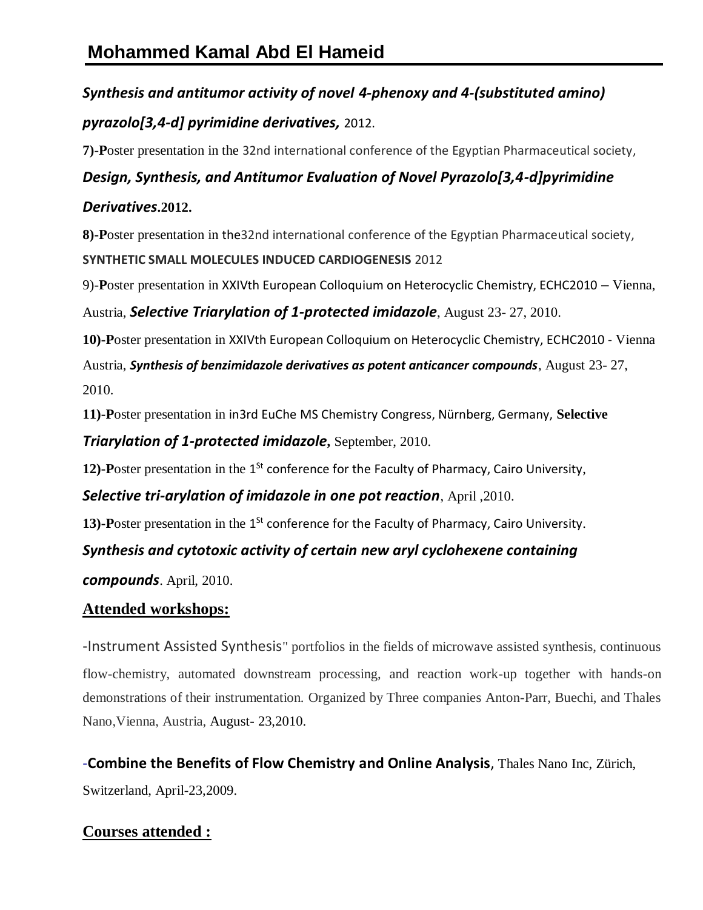*Synthesis and antitumor activity of novel 4-phenoxy and 4-(substituted amino) pyrazolo[3,4-d] pyrimidine derivatives,* 2012.

**7)-P**oster presentation in the 32nd international conference of the Egyptian Pharmaceutical society, ***Design, Synthesis, and Antitumor Evaluation of Novel Pyrazolo[3,4-d]pyrimidine Derivatives*.2012.**

**8)-P**oster presentation in the32nd international conference of the Egyptian Pharmaceutical society, **SYNTHETIC SMALL MOLECULES INDUCED CARDIOGENESIS** 2012

9)-**P**oster presentation in XXIVth European Colloquium on Heterocyclic Chemistry, ECHC2010 – Vienna, Austria, ***Selective Triarylation of 1-protected imidazole***, August 23- 27, 2010.

**10)-P**oster presentation in XXIVth European Colloquium on Heterocyclic Chemistry, ECHC2010 - Vienna Austria, ***Synthesis of benzimidazole derivatives as potent anticancer compounds***, August 23- 27, 2010.

**11)-P**oster presentation in in3rd EuChe MS Chemistry Congress, Nürnberg, Germany, **Selective *Triarylation of 1-protected imidazole*,** September, 2010.

**12)-P**oster presentation in the 1[St] conference for the Faculty of Pharmacy, Cairo University, ***Selective tri-arylation of imidazole in one pot reaction***, April ,2010.

**13)-P**oster presentation in the 1[St] conference for the Faculty of Pharmacy, Cairo University. ***Synthesis and cytotoxic activity of certain new aryl cyclohexene containing compounds***. April, 2010.

## Attended workshops:

-Instrument Assisted Synthesis" portfolios in the fields of microwave assisted synthesis, continuous flow-chemistry, automated downstream processing, and reaction work-up together with hands-on demonstrations of their instrumentation. Organized by Three companies Anton-Parr, Buechi, and Thales Nano,Vienna, Austria, August- 23,2010.

-**Combine the Benefits of Flow Chemistry and Online Analysis**, Thales Nano Inc, Zürich, Switzerland, April-23,2009.

## Courses attended :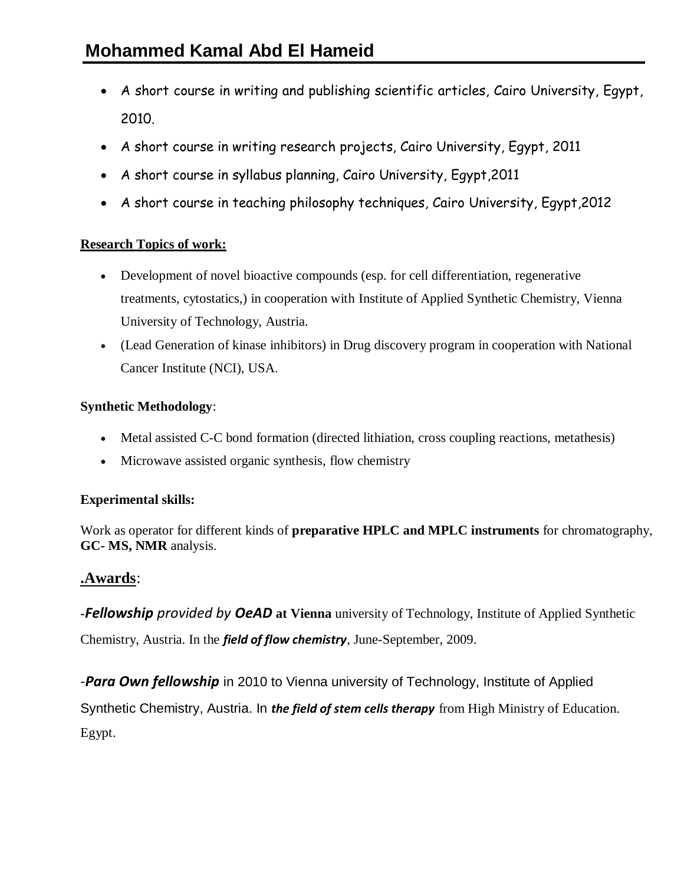- A short course in writing and publishing scientific articles, Cairo University, Egypt, 2010.
- A short course in writing research projects, Cairo University, Egypt, 2011
- A short course in syllabus planning, Cairo University, Egypt,2011
- A short course in teaching philosophy techniques, Cairo University, Egypt,2012

**Research Topics of work:**

- Development of novel bioactive compounds (esp. for cell differentiation, regenerative treatments, cytostatics,) in cooperation with Institute of Applied Synthetic Chemistry, Vienna University of Technology, Austria.
- (Lead Generation of kinase inhibitors) in Drug discovery program in cooperation with National Cancer Institute (NCI), USA.

**Synthetic Methodology**:

- Metal assisted C-C bond formation (directed lithiation, cross coupling reactions, metathesis)
- Microwave assisted organic synthesis, flow chemistry

**Experimental skills:**

Work as operator for different kinds of **preparative HPLC and MPLC instruments** for chromatography, **GC- MS, NMR** analysis.

## .Awards:

-***Fellowship*** *provided by* ***OeAD*** **at Vienna** university of Technology, Institute of Applied Synthetic Chemistry, Austria. In the ***field of flow chemistry***, June-September, 2009.

-***Para Own fellowship*** in 2010 to Vienna university of Technology, Institute of Applied Synthetic Chemistry, Austria. In ***the field of stem cells therapy*** from High Ministry of Education. Egypt.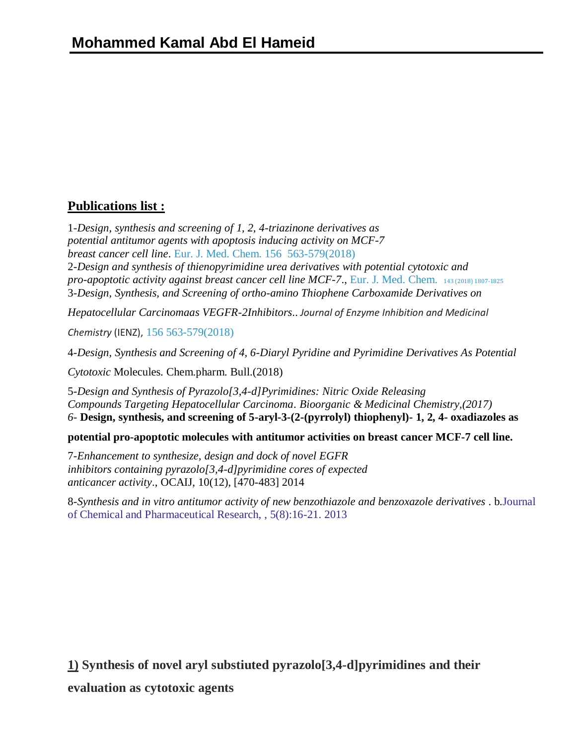# Mohammed Kamal Abd El Hameid

## Publications list :

1-*Design, synthesis and screening of 1, 2, 4-triazinone derivatives as potential antitumor agents with apoptosis inducing activity on MCF-7 breast cancer cell line*. Eur. J. Med. Chem. 156 563-579(2018)

2-*Design and synthesis of thienopyrimidine urea derivatives with potential cytotoxic and pro-apoptotic activity against breast cancer cell line MCF-7*., Eur. J. Med. Chem. 143 (2018) 1807-1825

3-*Design, Synthesis, and Screening of ortho-amino Thiophene Carboxamide Derivatives on Hepatocellular Carcinomaas VEGFR-2Inhibitors*.. *Journal of Enzyme Inhibition and Medicinal Chemistry* (IENZ), 156 563-579(2018)

4-*Design, Synthesis and Screening of 4, 6-Diaryl Pyridine and Pyrimidine Derivatives As Potential Cytotoxic* Molecules. Chem.pharm. Bull.(2018)

5-*Design and Synthesis of Pyrazolo[3,4-d]Pyrimidines: Nitric Oxide Releasing Compounds Targeting Hepatocellular Carcinoma*. *Bioorganic & Medicinal Chemistry,(2017)*

*6*- **Design, synthesis, and screening of 5-aryl-3-(2-(pyrrolyl) thiophenyl)- 1, 2, 4- oxadiazoles as potential pro-apoptotic molecules with antitumor activities on breast cancer MCF-7 cell line.**

7-*Enhancement to synthesize, design and dock of novel EGFR inhibitors containing pyrazolo[3,4-d]pyrimidine cores of expected anticancer activity*., OCAIJ, 10(12), [470-483] 2014

8-*Synthesis and in vitro antitumor activity of new benzothiazole and benzoxazole derivatives* . b.Journal of Chemical and Pharmaceutical Research, , 5(8):16-21. 2013

**1) Synthesis of novel aryl substiuted pyrazolo[3,4-d]pyrimidines and their evaluation as cytotoxic agents**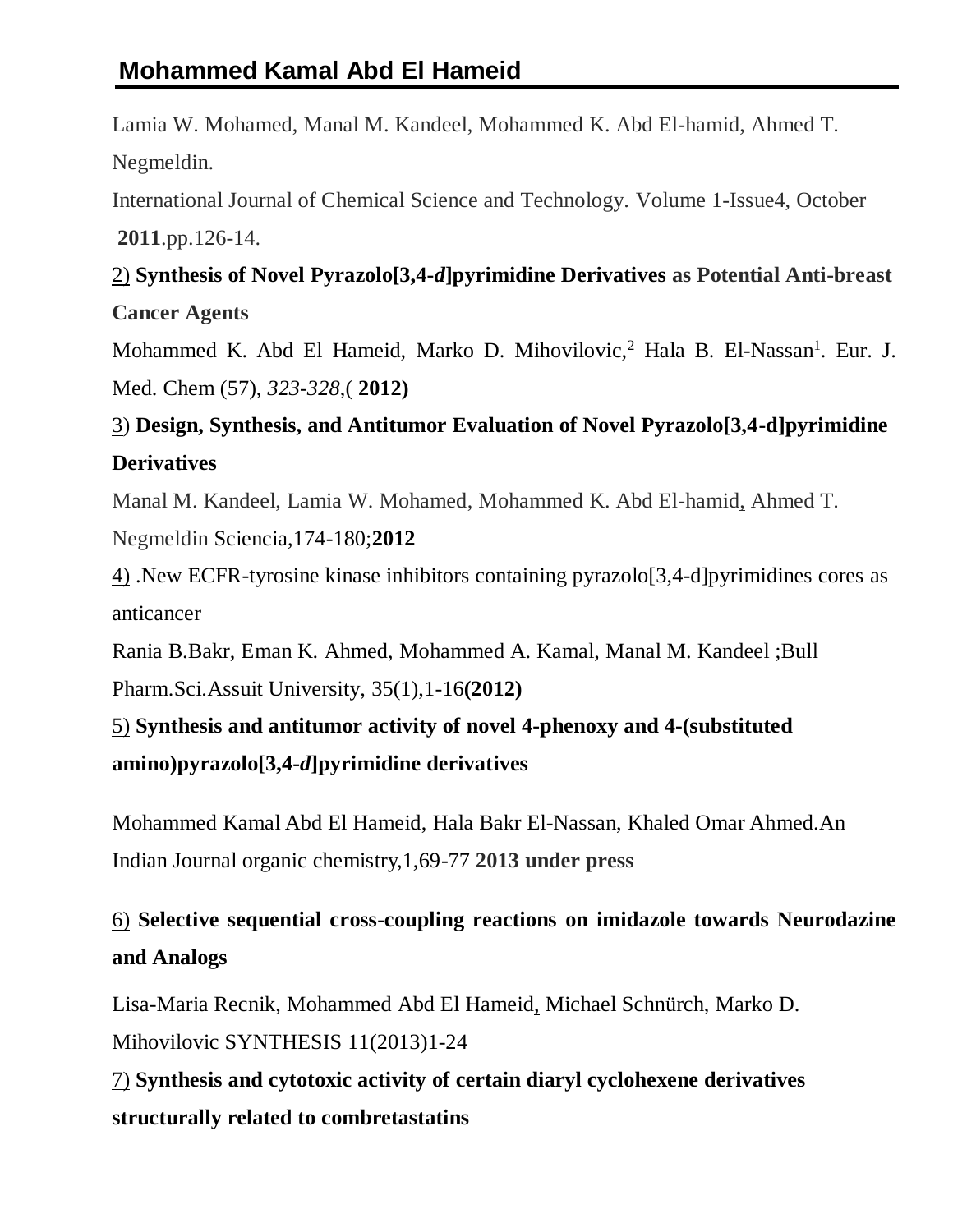## Mohammed Kamal Abd El Hameid

Lamia W. Mohamed, Manal M. Kandeel, Mohammed K. Abd El-hamid, Ahmed T. Negmeldin.

International Journal of Chemical Science and Technology. Volume 1-Issue4, October **2011**.pp.126-14.

2) **Synthesis of Novel Pyrazolo[3,4-*d*]pyrimidine Derivatives as Potential Anti-breast Cancer Agents**

Mohammed K. Abd El Hameid, Marko D. Mihovilovic,[2] Hala B. El-Nassan[1]. Eur. J. Med. Chem (57), *323-328*,( **2012)**

3) **Design, Synthesis, and Antitumor Evaluation of Novel Pyrazolo[3,4-d]pyrimidine Derivatives**

Manal M. Kandeel, Lamia W. Mohamed, Mohammed K. Abd El-hamid, Ahmed T. Negmeldin Sciencia,174-180;**2012**

4) .New ECFR-tyrosine kinase inhibitors containing pyrazolo[3,4-d]pyrimidines cores as anticancer

Rania B.Bakr, Eman K. Ahmed, Mohammed A. Kamal, Manal M. Kandeel ;Bull Pharm.Sci.Assuit University, 35(1),1-16**(2012)**

5) **Synthesis and antitumor activity of novel 4-phenoxy and 4-(substituted amino)pyrazolo[3,4-*d*]pyrimidine derivatives**

Mohammed Kamal Abd El Hameid, Hala Bakr El-Nassan, Khaled Omar Ahmed.An Indian Journal organic chemistry,1,69-77 **2013 under press**

6) **Selective sequential cross-coupling reactions on imidazole towards Neurodazine and Analogs**

Lisa-Maria Recnik, Mohammed Abd El Hameid, Michael Schnürch, Marko D. Mihovilovic SYNTHESIS 11(2013)1-24

7) **Synthesis and cytotoxic activity of certain diaryl cyclohexene derivatives structurally related to combretastatins**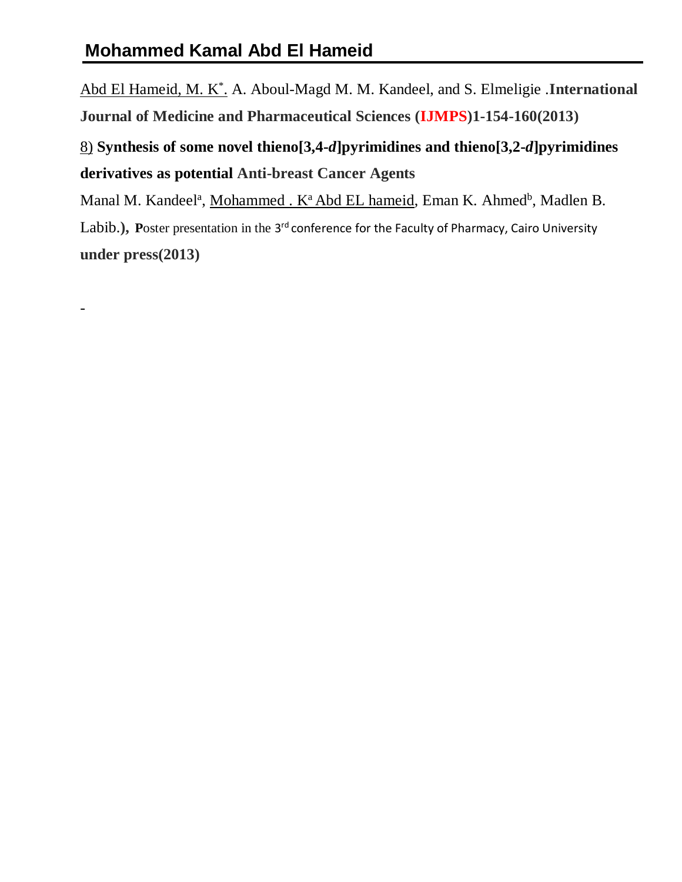Abd El Hameid, M. K*. A. Aboul-Magd M. M. Kandeel, and S. Elmeligie .**International Journal of Medicine and Pharmaceutical Sciences (IJMPS)1-154-160(2013)**

8) **Synthesis of some novel thieno[3,4-*d*]pyrimidines and thieno[3,2-*d*]pyrimidines derivatives as potential Anti-breast Cancer Agents**

Manal M. Kandeel[a], Mohammed . K[a] Abd EL hameid, Eman K. Ahmed[b], Madlen B. Labib.**),** **P**oster presentation in the 3rd conference for the Faculty of Pharmacy, Cairo University **under press(2013)**

-